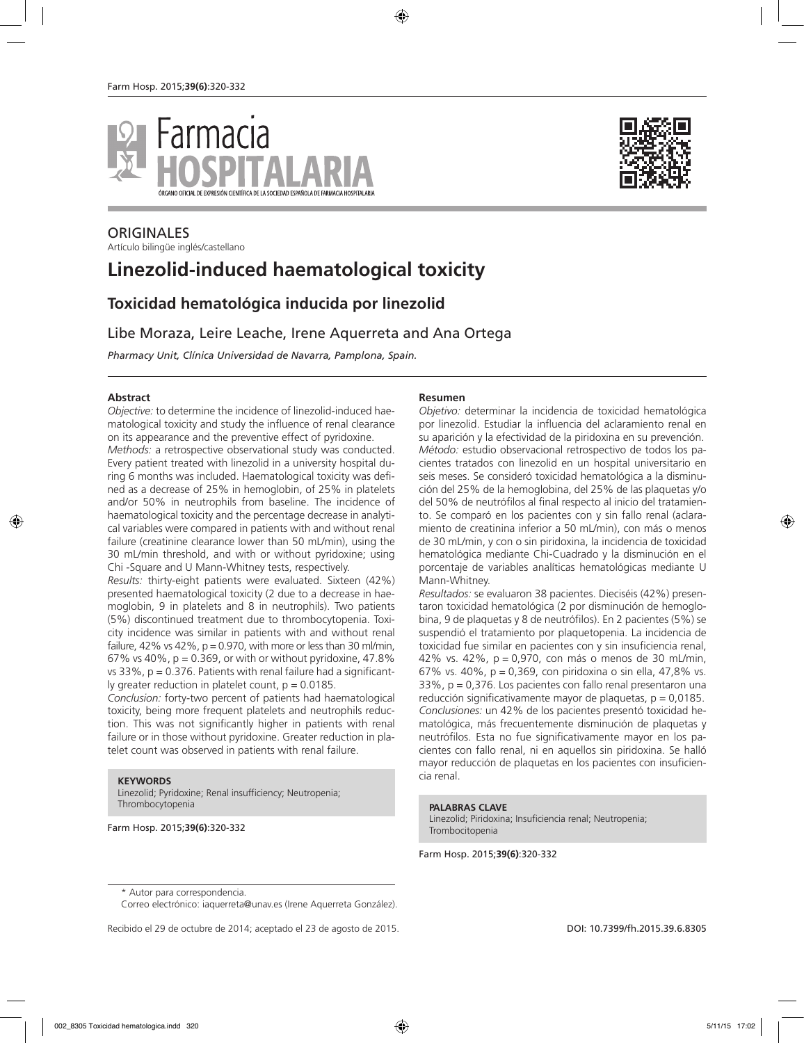ORIGINALES

Artículo bilingüe inglés/castellano

# Linezolid-induced haematological toxicity

## Toxicidad hematológica inducida por linezolid

Libe Moraza, Leire Leache, Irene Aquerreta and Ana Ortega

*Pharmacy Unit, Clínica Universidad de Navarra, Pamplona, Spain.*

### Abstract

*Objective:* to determine the incidence of linezolid-induced haematological toxicity and study the influence of renal clearance on its appearance and the preventive effect of pyridoxine.

*Methods:* a retrospective observational study was conducted. Every patient treated with linezolid in a university hospital during 6 months was included. Haematological toxicity was defined as a decrease of 25% in hemoglobin, of 25% in platelets and/or 50% in neutrophils from baseline. The incidence of haematological toxicity and the percentage decrease in analytical variables were compared in patients with and without renal failure (creatinine clearance lower than 50 mL/min), using the 30 mL/min threshold, and with or without pyridoxine; using Chi -Square and U Mann-Whitney tests, respectively.

*Results:* thirty-eight patients were evaluated. Sixteen (42%) presented haematological toxicity (2 due to a decrease in haemoglobin, 9 in platelets and 8 in neutrophils). Two patients (5%) discontinued treatment due to thrombocytopenia. Toxicity incidence was similar in patients with and without renal failure, 42% vs 42%, p = 0.970, with more or less than 30 ml/min, 67% vs 40%, p = 0.369, or with or without pyridoxine, 47.8% vs 33%, p = 0.376. Patients with renal failure had a significantly greater reduction in platelet count, p = 0.0185.

*Conclusion:* forty-two percent of patients had haematological toxicity, being more frequent platelets and neutrophils reduction. This was not significantly higher in patients with renal failure or in those without pyridoxine. Greater reduction in platelet count was observed in patients with renal failure.

**KEYWORDS**

Linezolid; Pyridoxine; Renal insufficiency; Neutropenia; Thrombocytopenia

Farm Hosp. 2015;**39(6)**:320-332

### Resumen

*Objetivo:* determinar la incidencia de toxicidad hematológica por linezolid. Estudiar la influencia del aclaramiento renal en su aparición y la efectividad de la piridoxina en su prevención.

*Método:* estudio observacional retrospectivo de todos los pacientes tratados con linezolid en un hospital universitario en seis meses. Se consideró toxicidad hematológica a la disminución del 25% de la hemoglobina, del 25% de las plaquetas y/o del 50% de neutrófilos al final respecto al inicio del tratamiento. Se comparó en los pacientes con y sin fallo renal (aclaramiento de creatinina inferior a 50 mL/min), con más o menos de 30 mL/min, y con o sin piridoxina, la incidencia de toxicidad hematológica mediante Chi-Cuadrado y la disminución en el porcentaje de variables analíticas hematológicas mediante U Mann-Whitney.

*Resultados:* se evaluaron 38 pacientes. Dieciséis (42%) presentaron toxicidad hematológica (2 por disminución de hemoglobina, 9 de plaquetas y 8 de neutrófilos). En 2 pacientes (5%) se suspendió el tratamiento por plaquetopenia. La incidencia de toxicidad fue similar en pacientes con y sin insuficiencia renal, 42% vs. 42%, p = 0,970, con más o menos de 30 mL/min, 67% vs. 40%, p = 0,369, con piridoxina o sin ella, 47,8% vs. 33%, p = 0,376. Los pacientes con fallo renal presentaron una reducción significativamente mayor de plaquetas, p = 0,0185.

*Conclusiones:* un 42% de los pacientes presentó toxicidad hematológica, más frecuentemente disminución de plaquetas y neutrófilos. Esta no fue significativamente mayor en los pacientes con fallo renal, ni en aquellos sin piridoxina. Se halló mayor reducción de plaquetas en los pacientes con insuficiencia renal.

**PALABRAS CLAVE**

Linezolid; Piridoxina; Insuficiencia renal; Neutropenia; Trombocitopenia

Farm Hosp. 2015;**39(6)**:320-332

\* Autor para correspondencia.

Correo electrónico: iaquerreta@unav.es (Irene Aquerreta González).

Recibido el 29 de octubre de 2014; aceptado el 23 de agosto de 2015.

DOI: 10.7399/fh.2015.39.6.8305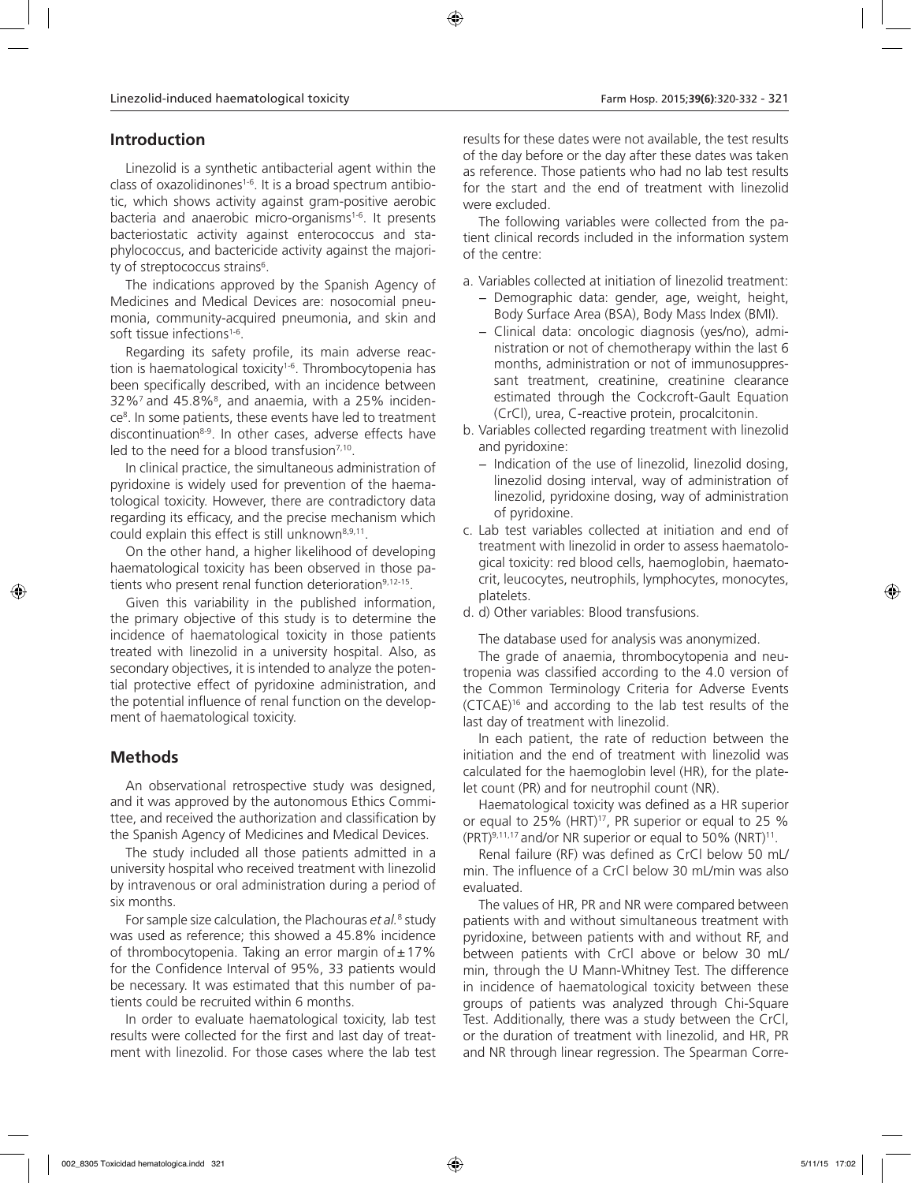## Introduction

Linezolid is a synthetic antibacterial agent within the class of oxazolidinones[1-6]. It is a broad spectrum antibiotic, which shows activity against gram-positive aerobic bacteria and anaerobic micro-organisms[1-6]. It presents bacteriostatic activity against enterococcus and staphylococcus, and bactericide activity against the majority of streptococcus strains[6].

The indications approved by the Spanish Agency of Medicines and Medical Devices are: nosocomial pneumonia, community-acquired pneumonia, and skin and soft tissue infections[1-6].

Regarding its safety profile, its main adverse reaction is haematological toxicity[1-6]. Thrombocytopenia has been specifically described, with an incidence between 32%[7] and 45.8%[8], and anaemia, with a 25% incidence[8]. In some patients, these events have led to treatment discontinuation[8-9]. In other cases, adverse effects have led to the need for a blood transfusion[7,10].

In clinical practice, the simultaneous administration of pyridoxine is widely used for prevention of the haematological toxicity. However, there are contradictory data regarding its efficacy, and the precise mechanism which could explain this effect is still unknown[8,9,11].

On the other hand, a higher likelihood of developing haematological toxicity has been observed in those patients who present renal function deterioration[9,12-15].

Given this variability in the published information, the primary objective of this study is to determine the incidence of haematological toxicity in those patients treated with linezolid in a university hospital. Also, as secondary objectives, it is intended to analyze the potential protective effect of pyridoxine administration, and the potential influence of renal function on the development of haematological toxicity.

## Methods

An observational retrospective study was designed, and it was approved by the autonomous Ethics Committee, and received the authorization and classification by the Spanish Agency of Medicines and Medical Devices.

The study included all those patients admitted in a university hospital who received treatment with linezolid by intravenous or oral administration during a period of six months.

For sample size calculation, the Plachouras *et al.*[8] study was used as reference; this showed a 45.8% incidence of thrombocytopenia. Taking an error margin of ±17% for the Confidence Interval of 95%, 33 patients would be necessary. It was estimated that this number of patients could be recruited within 6 months.

In order to evaluate haematological toxicity, lab test results were collected for the first and last day of treatment with linezolid. For those cases where the lab test results for these dates were not available, the test results of the day before or the day after these dates was taken as reference. Those patients who had no lab test results for the start and the end of treatment with linezolid were excluded.

The following variables were collected from the patient clinical records included in the information system of the centre:

a. Variables collected at initiation of linezolid treatment:
   - Demographic data: gender, age, weight, height, Body Surface Area (BSA), Body Mass Index (BMI).
   - Clinical data: oncologic diagnosis (yes/no), administration or not of chemotherapy within the last 6 months, administration or not of immunosuppressant treatment, creatinine, creatinine clearance estimated through the Cockcroft-Gault Equation (CrCl), urea, C-reactive protein, procalcitonin.
b. Variables collected regarding treatment with linezolid and pyridoxine:
   - Indication of the use of linezolid, linezolid dosing, linezolid dosing interval, way of administration of linezolid, pyridoxine dosing, way of administration of pyridoxine.
c. Lab test variables collected at initiation and end of treatment with linezolid in order to assess haematological toxicity: red blood cells, haemoglobin, haematocrit, leucocytes, neutrophils, lymphocytes, monocytes, platelets.
d. d) Other variables: Blood transfusions.

The database used for analysis was anonymized.

The grade of anaemia, thrombocytopenia and neutropenia was classified according to the 4.0 version of the Common Terminology Criteria for Adverse Events (CTCAE)[16] and according to the lab test results of the last day of treatment with linezolid.

In each patient, the rate of reduction between the initiation and the end of treatment with linezolid was calculated for the haemoglobin level (HR), for the platelet count (PR) and for neutrophil count (NR).

Haematological toxicity was defined as a HR superior or equal to 25% (HRT)[17], PR superior or equal to 25 % (PRT)[9,11,17] and/or NR superior or equal to 50% (NRT)[11].

Renal failure (RF) was defined as CrCl below 50 mL/min. The influence of a CrCl below 30 mL/min was also evaluated.

The values of HR, PR and NR were compared between patients with and without simultaneous treatment with pyridoxine, between patients with and without RF, and between patients with CrCl above or below 30 mL/min, through the U Mann-Whitney Test. The difference in incidence of haematological toxicity between these groups of patients was analyzed through Chi-Square Test. Additionally, there was a study between the CrCl, or the duration of treatment with linezolid, and HR, PR and NR through linear regression. The Spearman Corre-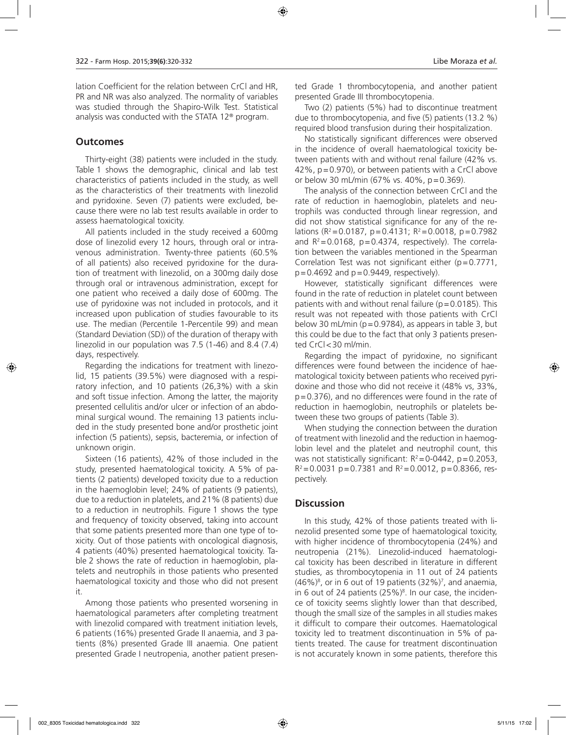lation Coefficient for the relation between CrCl and HR, PR and NR was also analyzed. The normality of variables was studied through the Shapiro-Wilk Test. Statistical analysis was conducted with the STATA 12® program.

## Outcomes

Thirty-eight (38) patients were included in the study. Table 1 shows the demographic, clinical and lab test characteristics of patients included in the study, as well as the characteristics of their treatments with linezolid and pyridoxine. Seven (7) patients were excluded, because there were no lab test results available in order to assess haematological toxicity.

All patients included in the study received a 600mg dose of linezolid every 12 hours, through oral or intravenous administration. Twenty-three patients (60.5% of all patients) also received pyridoxine for the duration of treatment with linezolid, on a 300mg daily dose through oral or intravenous administration, except for one patient who received a daily dose of 600mg. The use of pyridoxine was not included in protocols, and it increased upon publication of studies favourable to its use. The median (Percentile 1-Percentile 99) and mean (Standard Deviation (SD)) of the duration of therapy with linezolid in our population was 7.5 (1-46) and 8.4 (7.4) days, respectively.

Regarding the indications for treatment with linezolid, 15 patients (39.5%) were diagnosed with a respiratory infection, and 10 patients (26,3%) with a skin and soft tissue infection. Among the latter, the majority presented cellulitis and/or ulcer or infection of an abdominal surgical wound. The remaining 13 patients included in the study presented bone and/or prosthetic joint infection (5 patients), sepsis, bacteremia, or infection of unknown origin.

Sixteen (16 patients), 42% of those included in the study, presented haematological toxicity. A 5% of patients (2 patients) developed toxicity due to a reduction in the haemoglobin level; 24% of patients (9 patients), due to a reduction in platelets, and 21% (8 patients) due to a reduction in neutrophils. Figure 1 shows the type and frequency of toxicity observed, taking into account that some patients presented more than one type of toxicity. Out of those patients with oncological diagnosis, 4 patients (40%) presented haematological toxicity. Table 2 shows the rate of reduction in haemoglobin, platelets and neutrophils in those patients who presented haematological toxicity and those who did not present it.

Among those patients who presented worsening in haematological parameters after completing treatment with linezolid compared with treatment initiation levels, 6 patients (16%) presented Grade II anaemia, and 3 patients (8%) presented Grade III anaemia. One patient presented Grade I neutropenia, another patient presented Grade 1 thrombocytopenia, and another patient presented Grade III thrombocytopenia.

Two (2) patients (5%) had to discontinue treatment due to thrombocytopenia, and five (5) patients (13.2 %) required blood transfusion during their hospitalization.

No statistically significant differences were observed in the incidence of overall haematological toxicity between patients with and without renal failure (42% vs. 42%, $p=0.970$), or between patients with a CrCl above or below 30 mL/min (67% vs. 40%, $p=0.369$).

The analysis of the connection between CrCl and the rate of reduction in haemoglobin, platelets and neutrophils was conducted through linear regression, and did not show statistical significance for any of the relations ($R^2=0.0187$, $p=0.4131$; $R^2=0.0018$, $p=0.7982$ and $R^2=0.0168$, $p=0.4374$, respectively). The correlation between the variables mentioned in the Spearman Correlation Test was not significant either ($p=0.7771$, $p=0.4692$ and $p=0.9449$, respectively).

However, statistically significant differences were found in the rate of reduction in platelet count between patients with and without renal failure ($p=0.0185$). This result was not repeated with those patients with CrCl below 30 mL/min ($p=0.9784$), as appears in table 3, but this could be due to the fact that only 3 patients presented CrCl<30 ml/min.

Regarding the impact of pyridoxine, no significant differences were found between the incidence of haematological toxicity between patients who received pyridoxine and those who did not receive it (48% vs, 33%, $p=0.376$), and no differences were found in the rate of reduction in haemoglobin, neutrophils or platelets between these two groups of patients (Table 3).

When studying the connection between the duration of treatment with linezolid and the reduction in haemoglobin level and the platelet and neutrophil count, this was not statistically significant: $R^2=0\text{-}0442$, $p=0.2053$, $R^2=0.0031$ $p=0.7381$ and $R^2=0.0012$, $p=0.8366$, respectively.

## Discussion

In this study, 42% of those patients treated with linezolid presented some type of haematological toxicity, with higher incidence of thrombocytopenia (24%) and neutropenia (21%). Linezolid-induced haematological toxicity has been described in literature in different studies, as thrombocytopenia in 11 out of 24 patients (46%)[8], or in 6 out of 19 patients (32%)[7], and anaemia, in 6 out of 24 patients (25%)[8]. In our case, the incidence of toxicity seems slightly lower than that described, though the small size of the samples in all studies makes it difficult to compare their outcomes. Haematological toxicity led to treatment discontinuation in 5% of patients treated. The cause for treatment discontinuation is not accurately known in some patients, therefore this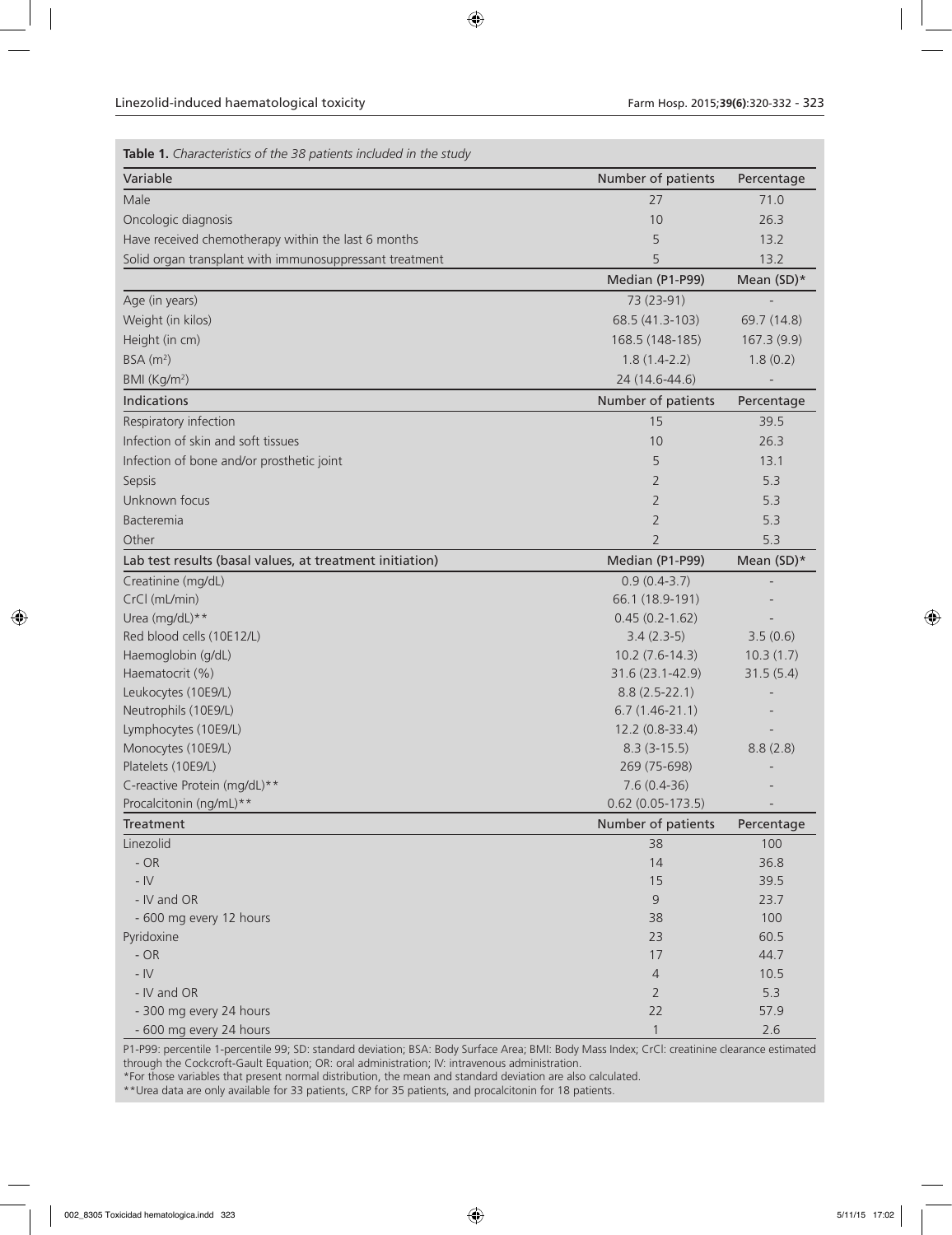**Table 1.** *Characteristics of the 38 patients included in the study*

| Variable | Number of patients | Percentage |
|---|---|---|
| Male | 27 | 71.0 |
| Oncologic diagnosis | 10 | 26.3 |
| Have received chemotherapy within the last 6 months | 5 | 13.2 |
| Solid organ transplant with immunosuppressant treatment | 5 | 13.2 |
| | **Median (P1-P99)** | **Mean (SD)*** |
| Age (in years) | 73 (23-91) | - |
| Weight (in kilos) | 68.5 (41.3-103) | 69.7 (14.8) |
| Height (in cm) | 168.5 (148-185) | 167.3 (9.9) |
| BSA ($m^2$) | 1.8 (1.4-2.2) | 1.8 (0.2) |
| BMI ($Kg/m^2$) | 24 (14.6-44.6) | - |
| **Indications** | **Number of patients** | **Percentage** |
| Respiratory infection | 15 | 39.5 |
| Infection of skin and soft tissues | 10 | 26.3 |
| Infection of bone and/or prosthetic joint | 5 | 13.1 |
| Sepsis | 2 | 5.3 |
| Unknown focus | 2 | 5.3 |
| Bacteremia | 2 | 5.3 |
| Other | 2 | 5.3 |
| **Lab test results (basal values, at treatment initiation)** | **Median (P1-P99)** | **Mean (SD)*** |
| Creatinine (mg/dL) | 0.9 (0.4-3.7) | - |
| CrCl (mL/min) | 66.1 (18.9-191) | - |
| Urea (mg/dL)** | 0.45 (0.2-1.62) | - |
| Red blood cells (10E12/L) | 3.4 (2.3-5) | 3.5 (0.6) |
| Haemoglobin (g/dL) | 10.2 (7.6-14.3) | 10.3 (1.7) |
| Haematocrit (%) | 31.6 (23.1-42.9) | 31.5 (5.4) |
| Leukocytes (10E9/L) | 8.8 (2.5-22.1) | - |
| Neutrophils (10E9/L) | 6.7 (1.46-21.1) | - |
| Lymphocytes (10E9/L) | 12.2 (0.8-33.4) | - |
| Monocytes (10E9/L) | 8.3 (3-15.5) | 8.8 (2.8) |
| Platelets (10E9/L) | 269 (75-698) | - |
| C-reactive Protein (mg/dL)** | 7.6 (0.4-36) | - |
| Procalcitonin (ng/mL)** | 0.62 (0.05-173.5) | - |
| **Treatment** | **Number of patients** | **Percentage** |
| Linezolid | 38 | 100 |
| - OR | 14 | 36.8 |
| - IV | 15 | 39.5 |
| - IV and OR | 9 | 23.7 |
| - 600 mg every 12 hours | 38 | 100 |
| Pyridoxine | 23 | 60.5 |
| - OR | 17 | 44.7 |
| - IV | 4 | 10.5 |
| - IV and OR | 2 | 5.3 |
| - 300 mg every 24 hours | 22 | 57.9 |
| - 600 mg every 24 hours | 1 | 2.6 |

P1-P99: percentile 1-percentile 99; SD: standard deviation; BSA: Body Surface Area; BMI: Body Mass Index; CrCl: creatinine clearance estimated through the Cockcroft-Gault Equation; OR: oral administration; IV: intravenous administration.
*For those variables that present normal distribution, the mean and standard deviation are also calculated.
**Urea data are only available for 33 patients, CRP for 35 patients, and procalcitonin for 18 patients.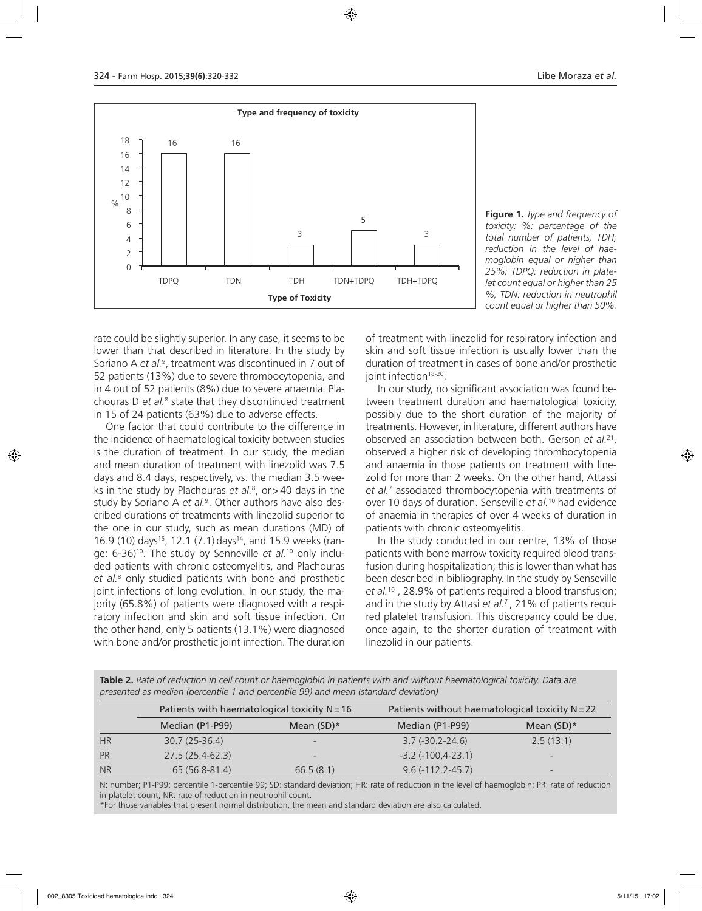**Figure 1.** *Type and frequency of toxicity: %: percentage of the total number of patients; TDH; reduction in the level of haemoglobin equal or higher than 25%; TDPQ: reduction in platelet count equal or higher than 25 %; TDN: reduction in neutrophil count equal or higher than 50%.*

rate could be slightly superior. In any case, it seems to be lower than that described in literature. In the study by Soriano A *et al.*[9], treatment was discontinued in 7 out of 52 patients (13%) due to severe thrombocytopenia, and in 4 out of 52 patients (8%) due to severe anaemia. Plachouras D *et al.*[8] state that they discontinued treatment in 15 of 24 patients (63%) due to adverse effects.

One factor that could contribute to the difference in the incidence of haematological toxicity between studies is the duration of treatment. In our study, the median and mean duration of treatment with linezolid was 7.5 days and 8.4 days, respectively, vs. the median 3.5 weeks in the study by Plachouras *et al.*[8], or >40 days in the study by Soriano A *et al.*[9]. Other authors have also described durations of treatments with linezolid superior to the one in our study, such as mean durations (MD) of 16.9 (10) days[15], 12.1 (7.1) days[14], and 15.9 weeks (range: 6-36)[10]. The study by Senneville *et al.*[10] only included patients with chronic osteomyelitis, and Plachouras *et al.*[8] only studied patients with bone and prosthetic joint infections of long evolution. In our study, the majority (65.8%) of patients were diagnosed with a respiratory infection and skin and soft tissue infection. On the other hand, only 5 patients (13.1%) were diagnosed with bone and/or prosthetic joint infection. The duration of treatment with linezolid for respiratory infection and skin and soft tissue infection is usually lower than the duration of treatment in cases of bone and/or prosthetic joint infection[18-20].

In our study, no significant association was found between treatment duration and haematological toxicity, possibly due to the short duration of the majority of treatments. However, in literature, different authors have observed an association between both. Gerson *et al.*[21], observed a higher risk of developing thrombocytopenia and anaemia in those patients on treatment with linezolid for more than 2 weeks. On the other hand, Attassi *et al.*[7] associated thrombocytopenia with treatments of over 10 days of duration. Senseville *et al.*[10] had evidence of anaemia in therapies of over 4 weeks of duration in patients with chronic osteomyelitis.

In the study conducted in our centre, 13% of those patients with bone marrow toxicity required blood transfusion during hospitalization; this is lower than what has been described in bibliography. In the study by Senseville *et al.*[10], 28.9% of patients required a blood transfusion; and in the study by Attasi *et al.*[7], 21% of patients required platelet transfusion. This discrepancy could be due, once again, to the shorter duration of treatment with linezolid in our patients.

**Table 2.** *Rate of reduction in cell count or haemoglobin in patients with and without haematological toxicity. Data are presented as median (percentile 1 and percentile 99) and mean (standard deviation)*

| | Patients with haematological toxicity N=16 | | Patients without haematological toxicity N=22 | |
|---|---|---|---|---|
| | Median (P1-P99) | Mean (SD)* | Median (P1-P99) | Mean (SD)* |
| HR | 30.7 (25-36.4) | - | 3.7 (-30.2-24.6) | 2.5 (13.1) |
| PR | 27.5 (25.4-62.3) | - | -3.2 (-100,4-23.1) | - |
| NR | 65 (56.8-81.4) | 66.5 (8.1) | 9.6 (-112.2-45.7) | - |

N: number; P1-P99: percentile 1-percentile 99; SD: standard deviation; HR: rate of reduction in the level of haemoglobin; PR: rate of reduction in platelet count; NR: rate of reduction in neutrophil count.
*For those variables that present normal distribution, the mean and standard deviation are also calculated.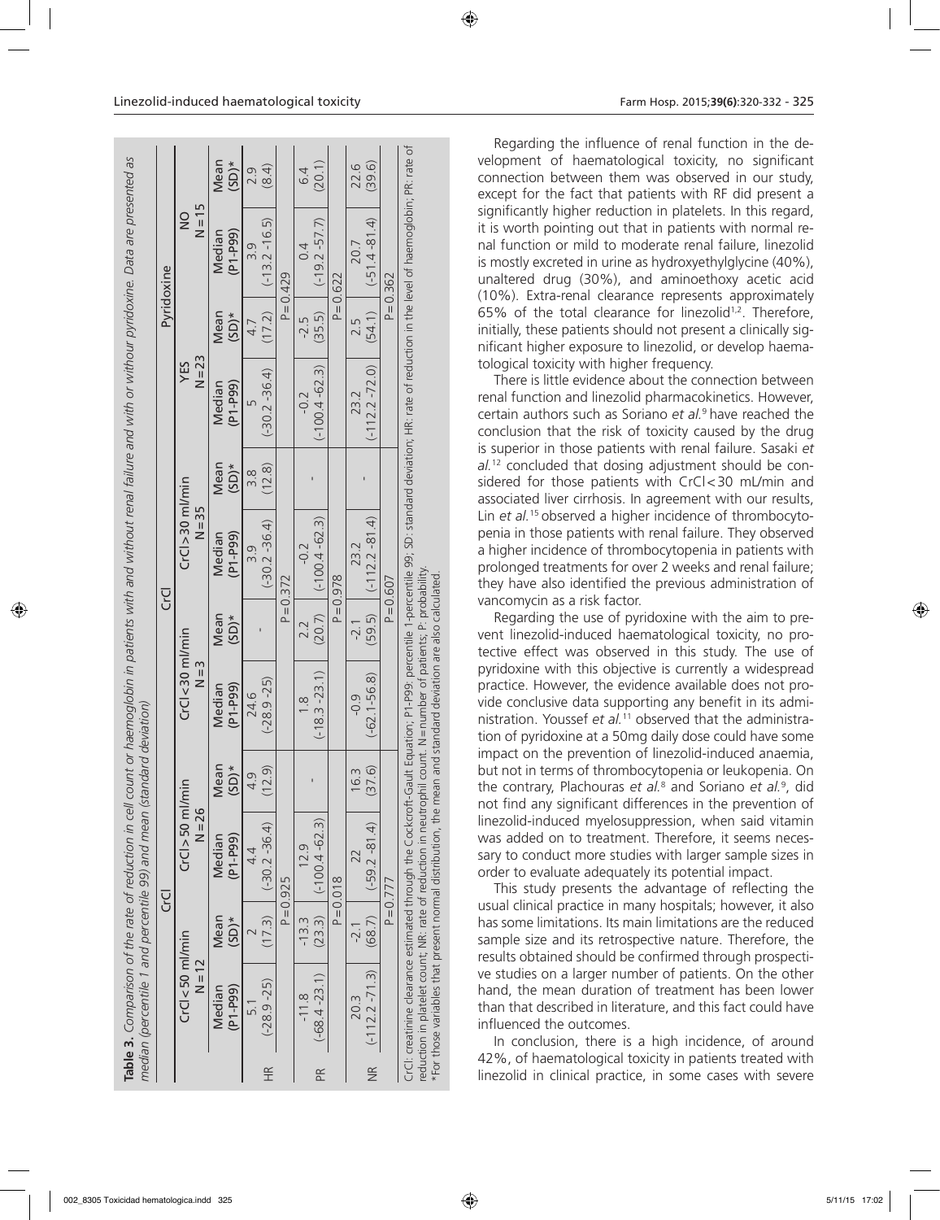**Table 3.** *Comparison of the rate of reduction in cell count or haemoglobin in patients with and without renal failure and with or without pyridoxine. Data are presented as median (percentile 1 and percentile 99) and mean (standard deviation)*

| | CrCl | | | | CrCl | | | | Pyridoxine | | | |
|---|---|---|---|---|---|---|---|---|---|---|---|---|
| | CrCl<50 ml/min N=12 | | CrCl>50 ml/min N=26 | | CrCl<30 ml/min N=3 | | CrCl>30 ml/min N=35 | | YES N=23 | | NO N=15 | |
| | Median (P1-P99) | Mean (SD)* | Median (P1-P99) | Mean (SD)* | Median (P1-P99) | Mean (SD)* | Median (P1-P99) | Mean (SD)* | Median (P1-P99) | Mean (SD)* | Median (P1-P99) | Mean (SD)* |
| HR | 5.1 (-28.9 -25) | 2 (17.3) | 4.4 (-30.2 -36.4) | 4.9 (12.9) | 24.6 (-28.9 -25) | - | 3.9 (-30.2 -36.4) | 3.8 (12.8) | 5 (-30.2 -36.4) | 4.7 (17.2) | 3.9 (-13.2 -16.5) | 2.9 (8.4) |
| | P=0.925 | | | | P=0.372 | | | | P=0.429 | | | |
| PR | -11.8 (-68.4 -23.1) | -13.3 (23.3) | 12.9 (-100.4 -62.3) | - | 1.8 (-18.3 -23.1) | 2.2 (20.7) | -0.2 (-100.4 -62.3) | - | -0.2 (-100.4 -62.3) | -2.5 (35.5) | 0.4 (-19.2 -57.7) | 6.4 (20.1) |
| | P=0.018 | | | | P=0.978 | | | | P=0.622 | | | |
| NR | 20.3 (-112.2 -71.3) | -2.1 (68.7) | 22 (-59.2 -81.4) | 16.3 (37.6) | -0.9 (-62.1-56.8) | -2.1 (59.5) | 23.2 (-112.2 -81.4) | - | 23.2 (-112.2 -72.0) | 2.5 (54.1) | 20.7 (-51.4 -81.4) | 22.6 (39.6) |
| | P=0.777 | | | | P=0.607 | | | | P=0.362 | | | |

CrCl: creatinine clearance estimated through the Cockcroft-Gault Equation; P1-P99: percentile 1-percentile 99; SD: standard deviation; HR: rate of reduction in the level of haemoglobin; PR: rate of reduction in platelet count; NR: rate of reduction in neutrophil count. N=number of patients; P: probability.
*For those variables that present normal distribution, the mean and standard deviation are also calculated.

Regarding the influence of renal function in the development of haematological toxicity, no significant connection between them was observed in our study, except for the fact that patients with RF did present a significantly higher reduction in platelets. In this regard, it is worth pointing out that in patients with normal renal function or mild to moderate renal failure, linezolid is mostly excreted in urine as hydroxyethylglycine (40%), unaltered drug (30%), and aminoethoxy acetic acid (10%). Extra-renal clearance represents approximately 65% of the total clearance for linezolid[1,2]. Therefore, initially, these patients should not present a clinically significant higher exposure to linezolid, or develop haematological toxicity with higher frequency.

There is little evidence about the connection between renal function and linezolid pharmacokinetics. However, certain authors such as Soriano *et al.*[9] have reached the conclusion that the risk of toxicity caused by the drug is superior in those patients with renal failure. Sasaki *et al.*[12] concluded that dosing adjustment should be considered for those patients with CrCl<30 mL/min and associated liver cirrhosis. In agreement with our results, Lin *et al.*[15] observed a higher incidence of thrombocytopenia in those patients with renal failure. They observed a higher incidence of thrombocytopenia in patients with prolonged treatments for over 2 weeks and renal failure; they have also identified the previous administration of vancomycin as a risk factor.

Regarding the use of pyridoxine with the aim to prevent linezolid-induced haematological toxicity, no protective effect was observed in this study. The use of pyridoxine with this objective is currently a widespread practice. However, the evidence available does not provide conclusive data supporting any benefit in its administration. Youssef *et al.*[11] observed that the administration of pyridoxine at a 50mg daily dose could have some impact on the prevention of linezolid-induced anaemia, but not in terms of thrombocytopenia or leukopenia. On the contrary, Plachouras *et al.*[8] and Soriano *et al.*[9], did not find any significant differences in the prevention of linezolid-induced myelosuppression, when said vitamin was added on to treatment. Therefore, it seems necessary to conduct more studies with larger sample sizes in order to evaluate adequately its potential impact.

This study presents the advantage of reflecting the usual clinical practice in many hospitals; however, it also has some limitations. Its main limitations are the reduced sample size and its retrospective nature. Therefore, the results obtained should be confirmed through prospective studies on a larger number of patients. On the other hand, the mean duration of treatment has been lower than that described in literature, and this fact could have influenced the outcomes.

In conclusion, there is a high incidence, of around 42%, of haematological toxicity in patients treated with linezolid in clinical practice, in some cases with severe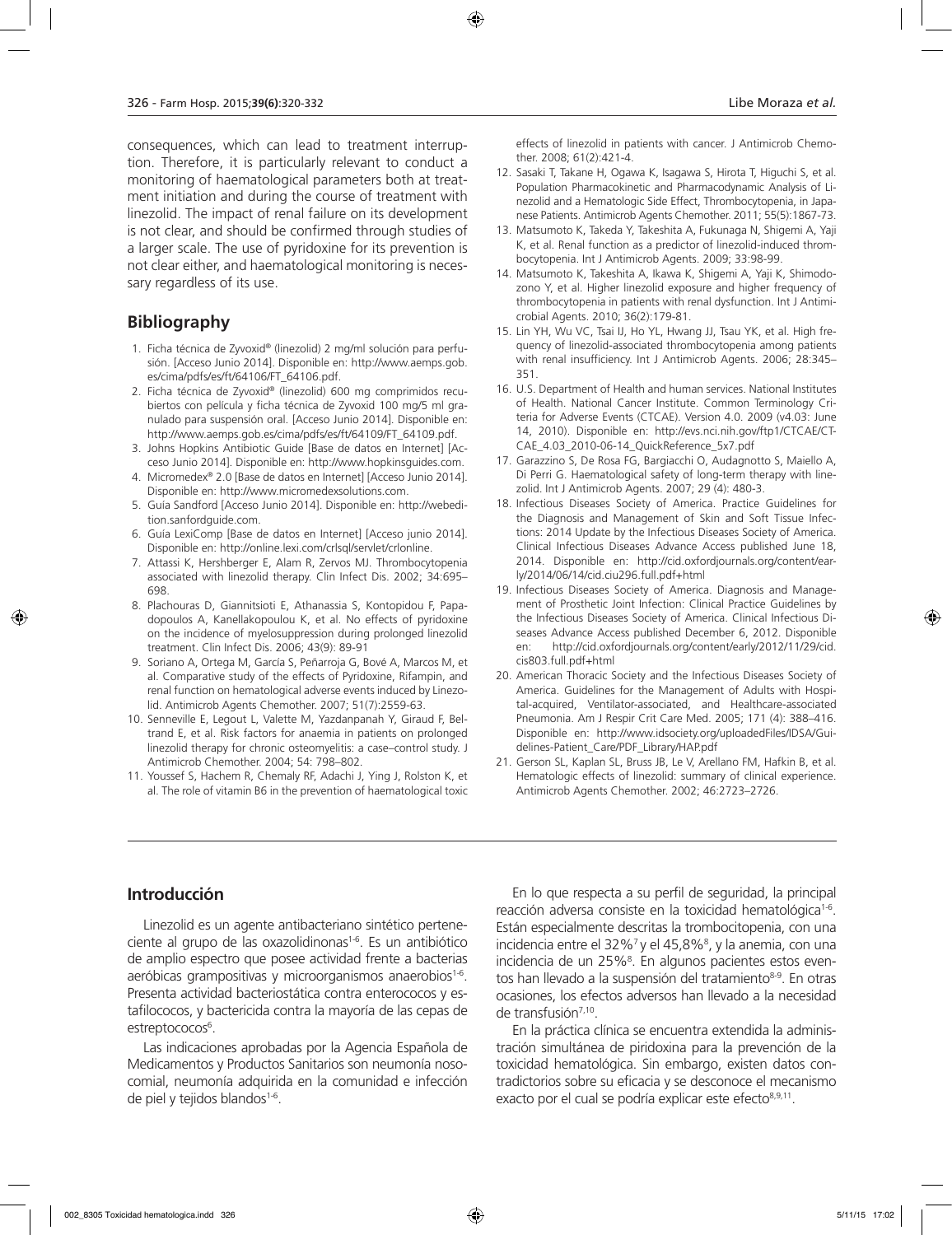consequences, which can lead to treatment interruption. Therefore, it is particularly relevant to conduct a monitoring of haematological parameters both at treatment initiation and during the course of treatment with linezolid. The impact of renal failure on its development is not clear, and should be confirmed through studies of a larger scale. The use of pyridoxine for its prevention is not clear either, and haematological monitoring is necessary regardless of its use.

## Bibliography

1. Ficha técnica de Zyvoxid® (linezolid) 2 mg/ml solución para perfusión. [Acceso Junio 2014]. Disponible en: http://www.aemps.gob.es/cima/pdfs/es/ft/64106/FT_64106.pdf.
2. Ficha técnica de Zyvoxid® (linezolid) 600 mg comprimidos recubiertos con película y ficha técnica de Zyvoxid 100 mg/5 ml granulado para suspensión oral. [Acceso Junio 2014]. Disponible en: http://www.aemps.gob.es/cima/pdfs/es/ft/64109/FT_64109.pdf.
3. Johns Hopkins Antibiotic Guide [Base de datos en Internet] [Acceso Junio 2014]. Disponible en: http://www.hopkinsguides.com.
4. Micromedex® 2.0 [Base de datos en Internet] [Acceso Junio 2014]. Disponible en: http://www.micromedexsolutions.com.
5. Guía Sandford [Acceso Junio 2014]. Disponible en: http://webedition.sanfordguide.com.
6. Guía LexiComp [Base de datos en Internet] [Acceso junio 2014]. Disponible en: http://online.lexi.com/crlsql/servlet/crlonline.
7. Attassi K, Hershberger E, Alam R, Zervos MJ. Thrombocytopenia associated with linezolid therapy. Clin Infect Dis. 2002; 34:695–698.
8. Plachouras D, Giannitsioti E, Athanassia S, Kontopidou F, Papadopoulos A, Kanellakopoulou K, et al. No effects of pyridoxine on the incidence of myelosuppression during prolonged linezolid treatment. Clin Infect Dis. 2006; 43(9): 89-91
9. Soriano A, Ortega M, García S, Peñarroja G, Bové A, Marcos M, et al. Comparative study of the effects of Pyridoxine, Rifampin, and renal function on hematological adverse events induced by Linezolid. Antimicrob Agents Chemother. 2007; 51(7):2559-63.
10. Senneville E, Legout L, Valette M, Yazdanpanah Y, Giraud F, Beltrand E, et al. Risk factors for anaemia in patients on prolonged linezolid therapy for chronic osteomyelitis: a case–control study. J Antimicrob Chemother. 2004; 54: 798–802.
11. Youssef S, Hachem R, Chemaly RF, Adachi J, Ying J, Rolston K, et al. The role of vitamin B6 in the prevention of haematological toxic effects of linezolid in patients with cancer. J Antimicrob Chemother. 2008; 61(2):421-4.
12. Sasaki T, Takane H, Ogawa K, Isagawa S, Hirota T, Higuchi S, et al. Population Pharmacokinetic and Pharmacodynamic Analysis of Linezolid and a Hematologic Side Effect, Thrombocytopenia, in Japanese Patients. Antimicrob Agents Chemother. 2011; 55(5):1867-73.
13. Matsumoto K, Takeda Y, Takeshita A, Fukunaga N, Shigemi A, Yaji K, et al. Renal function as a predictor of linezolid-induced thrombocytopenia. Int J Antimicrob Agents. 2009; 33:98-99.
14. Matsumoto K, Takeshita A, Ikawa K, Shigemi A, Yaji K, Shimodozono Y, et al. Higher linezolid exposure and higher frequency of thrombocytopenia in patients with renal dysfunction. Int J Antimicrobial Agents. 2010; 36(2):179-81.
15. Lin YH, Wu VC, Tsai IJ, Ho YL, Hwang JJ, Tsau YK, et al. High frequency of linezolid-associated thrombocytopenia among patients with renal insufficiency. Int J Antimicrob Agents. 2006; 28:345–351.
16. U.S. Department of Health and human services. National Institutes of Health. National Cancer Institute. Common Terminology Criteria for Adverse Events (CTCAE). Version 4.0. 2009 (v4.03: June 14, 2010). Disponible en: http://evs.nci.nih.gov/ftp1/CTCAE/CTCAE_4.03_2010-06-14_QuickReference_5x7.pdf
17. Garazzino S, De Rosa FG, Bargiacchi O, Audagnotto S, Maiello A, Di Perri G. Haematological safety of long-term therapy with linezolid. Int J Antimicrob Agents. 2007; 29 (4): 480-3.
18. Infectious Diseases Society of America. Practice Guidelines for the Diagnosis and Management of Skin and Soft Tissue Infections: 2014 Update by the Infectious Diseases Society of America. Clinical Infectious Diseases Advance Access published June 18, 2014. Disponible en: http://cid.oxfordjournals.org/content/early/2014/06/14/cid.ciu296.full.pdf+html
19. Infectious Diseases Society of America. Diagnosis and Management of Prosthetic Joint Infection: Clinical Practice Guidelines by the Infectious Diseases Society of America. Clinical Infectious Diseases Advance Access published December 6, 2012. Disponible en: http://cid.oxfordjournals.org/content/early/2012/11/29/cid.cis803.full.pdf+html
20. American Thoracic Society and the Infectious Diseases Society of America. Guidelines for the Management of Adults with Hospital-acquired, Ventilator-associated, and Healthcare-associated Pneumonia. Am J Respir Crit Care Med. 2005; 171 (4): 388–416. Disponible en: http://www.idsociety.org/uploadedFiles/IDSA/Guidelines-Patient_Care/PDF_Library/HAP.pdf
21. Gerson SL, Kaplan SL, Bruss JB, Le V, Arellano FM, Hafkin B, et al. Hematologic effects of linezolid: summary of clinical experience. Antimicrob Agents Chemother. 2002; 46:2723–2726.

## Introducción

Linezolid es un agente antibacteriano sintético perteneciente al grupo de las oxazolidinonas[1-6]. Es un antibiótico de amplio espectro que posee actividad frente a bacterias aeróbicas grampositivas y microorganismos anaerobios[1-6]. Presenta actividad bacteriostática contra enterococos y estafilococos, y bactericida contra la mayoría de las cepas de estreptococos[6].

Las indicaciones aprobadas por la Agencia Española de Medicamentos y Productos Sanitarios son neumonía nosocomial, neumonía adquirida en la comunidad e infección de piel y tejidos blandos[1-6].

En lo que respecta a su perfil de seguridad, la principal reacción adversa consiste en la toxicidad hematológica[1-6]. Están especialmente descritas la trombocitopenia, con una incidencia entre el 32%[7] y el 45,8%[8], y la anemia, con una incidencia de un 25%[8]. En algunos pacientes estos eventos han llevado a la suspensión del tratamiento[8-9]. En otras ocasiones, los efectos adversos han llevado a la necesidad de transfusión[7,10].

En la práctica clínica se encuentra extendida la administración simultánea de piridoxina para la prevención de la toxicidad hematológica. Sin embargo, existen datos contradictorios sobre su eficacia y se desconoce el mecanismo exacto por el cual se podría explicar este efecto[8,9,11].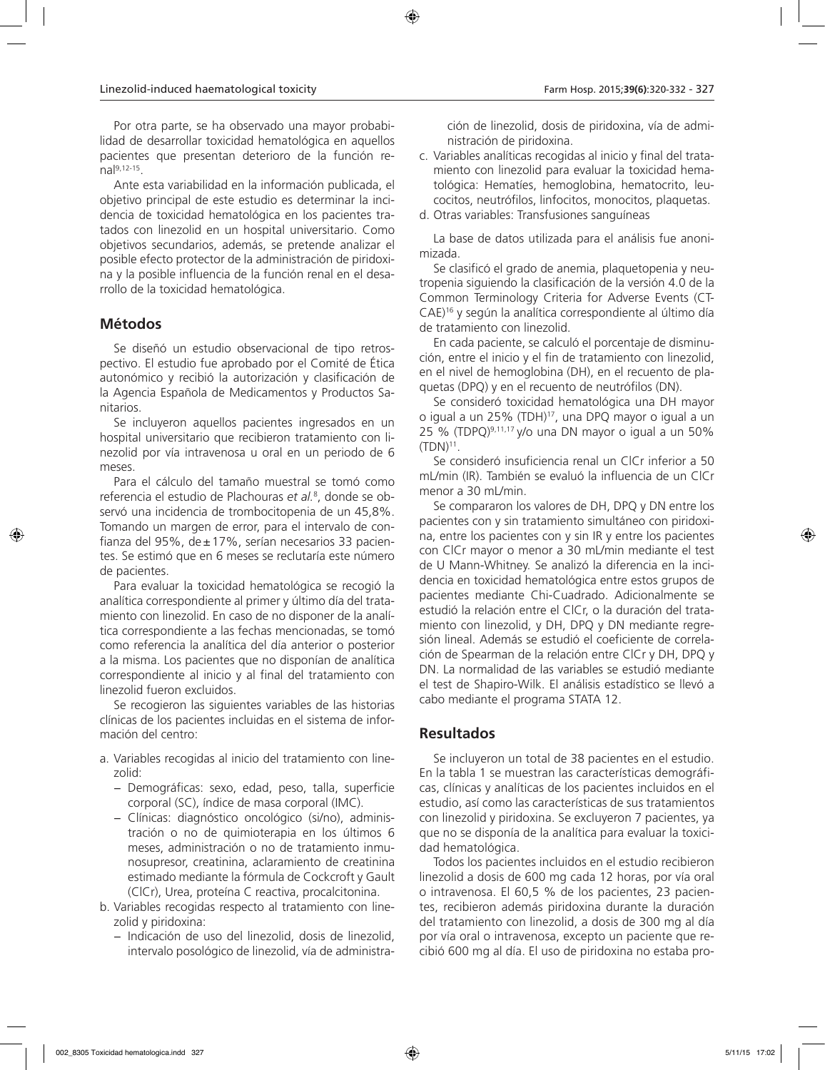Por otra parte, se ha observado una mayor probabilidad de desarrollar toxicidad hematológica en aquellos pacientes que presentan deterioro de la función renal[9,12-15].

Ante esta variabilidad en la información publicada, el objetivo principal de este estudio es determinar la incidencia de toxicidad hematológica en los pacientes tratados con linezolid en un hospital universitario. Como objetivos secundarios, además, se pretende analizar el posible efecto protector de la administración de piridoxina y la posible influencia de la función renal en el desarrollo de la toxicidad hematológica.

## Métodos

Se diseñó un estudio observacional de tipo retrospectivo. El estudio fue aprobado por el Comité de Ética autonómico y recibió la autorización y clasificación de la Agencia Española de Medicamentos y Productos Sanitarios.

Se incluyeron aquellos pacientes ingresados en un hospital universitario que recibieron tratamiento con linezolid por vía intravenosa u oral en un periodo de 6 meses.

Para el cálculo del tamaño muestral se tomó como referencia el estudio de Plachouras *et al.*[8], donde se observó una incidencia de trombocitopenia de un 45,8%. Tomando un margen de error, para el intervalo de confianza del 95%, de ± 17%, serían necesarios 33 pacientes. Se estimó que en 6 meses se reclutaría este número de pacientes.

Para evaluar la toxicidad hematológica se recogió la analítica correspondiente al primer y último día del tratamiento con linezolid. En caso de no disponer de la analítica correspondiente a las fechas mencionadas, se tomó como referencia la analítica del día anterior o posterior a la misma. Los pacientes que no disponían de analítica correspondiente al inicio y al final del tratamiento con linezolid fueron excluidos.

Se recogieron las siguientes variables de las historias clínicas de los pacientes incluidas en el sistema de información del centro:

a. Variables recogidas al inicio del tratamiento con linezolid:
   - Demográficas: sexo, edad, peso, talla, superficie corporal (SC), índice de masa corporal (IMC).
   - Clínicas: diagnóstico oncológico (si/no), administración o no de quimioterapia en los últimos 6 meses, administración o no de tratamiento inmunosupresor, creatinina, aclaramiento de creatinina estimado mediante la fórmula de Cockcroft y Gault (ClCr), Urea, proteína C reactiva, procalcitonina.
b. Variables recogidas respecto al tratamiento con linezolid y piridoxina:
   - Indicación de uso del linezolid, dosis de linezolid, intervalo posológico de linezolid, vía de administración de linezolid, dosis de piridoxina, vía de administración de piridoxina.
c. Variables analíticas recogidas al inicio y final del tratamiento con linezolid para evaluar la toxicidad hematológica: Hematíes, hemoglobina, hematocrito, leucocitos, neutrófilos, linfocitos, monocitos, plaquetas.
d. Otras variables: Transfusiones sanguíneas

La base de datos utilizada para el análisis fue anonimizada.

Se clasificó el grado de anemia, plaquetopenia y neutropenia siguiendo la clasificación de la versión 4.0 de la Common Terminology Criteria for Adverse Events (CTCAE)[16] y según la analítica correspondiente al último día de tratamiento con linezolid.

En cada paciente, se calculó el porcentaje de disminución, entre el inicio y el fin de tratamiento con linezolid, en el nivel de hemoglobina (DH), en el recuento de plaquetas (DPQ) y en el recuento de neutrófilos (DN).

Se consideró toxicidad hematológica una DH mayor o igual a un 25% (TDH)[17], una DPQ mayor o igual a un 25 % (TDPQ)[9,11,17] y/o una DN mayor o igual a un 50% (TDN)[11].

Se consideró insuficiencia renal un ClCr inferior a 50 mL/min (IR). También se evaluó la influencia de un ClCr menor a 30 mL/min.

Se compararon los valores de DH, DPQ y DN entre los pacientes con y sin tratamiento simultáneo con piridoxina, entre los pacientes con y sin IR y entre los pacientes con ClCr mayor o menor a 30 mL/min mediante el test de U Mann-Whitney. Se analizó la diferencia en la incidencia en toxicidad hematológica entre estos grupos de pacientes mediante Chi-Cuadrado. Adicionalmente se estudió la relación entre el ClCr, o la duración del tratamiento con linezolid, y DH, DPQ y DN mediante regresión lineal. Además se estudió el coeficiente de correlación de Spearman de la relación entre ClCr y DH, DPQ y DN. La normalidad de las variables se estudió mediante el test de Shapiro-Wilk. El análisis estadístico se llevó a cabo mediante el programa STATA 12.

## Resultados

Se incluyeron un total de 38 pacientes en el estudio. En la tabla 1 se muestran las características demográficas, clínicas y analíticas de los pacientes incluidos en el estudio, así como las características de sus tratamientos con linezolid y piridoxina. Se excluyeron 7 pacientes, ya que no se disponía de la analítica para evaluar la toxicidad hematológica.

Todos los pacientes incluidos en el estudio recibieron linezolid a dosis de 600 mg cada 12 horas, por vía oral o intravenosa. El 60,5 % de los pacientes, 23 pacientes, recibieron además piridoxina durante la duración del tratamiento con linezolid, a dosis de 300 mg al día por vía oral o intravenosa, excepto un paciente que recibió 600 mg al día. El uso de piridoxina no estaba pro-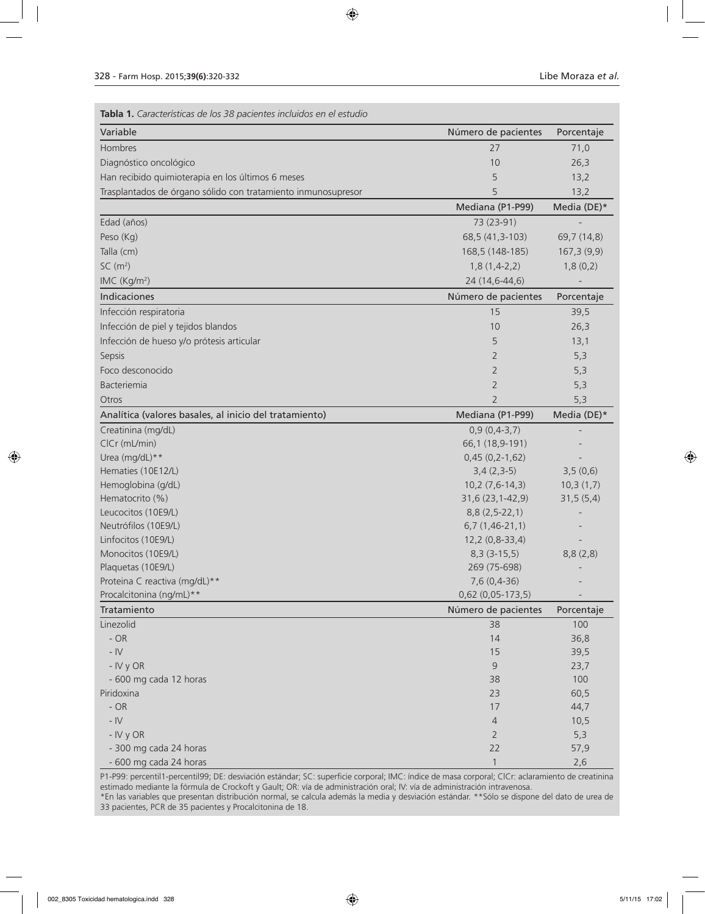**Tabla 1.** *Características de los 38 pacientes incluidos en el estudio*

| Variable | Número de pacientes | Porcentaje |
|---|---|---|
| Hombres | 27 | 71,0 |
| Diagnóstico oncológico | 10 | 26,3 |
| Han recibido quimioterapia en los últimos 6 meses | 5 | 13,2 |
| Trasplantados de órgano sólido con tratamiento inmunosupresor | 5 | 13,2 |
| | **Mediana (P1-P99)** | **Media (DE)*** |
| Edad (años) | 73 (23-91) | - |
| Peso (Kg) | 68,5 (41,3-103) | 69,7 (14,8) |
| Talla (cm) | 168,5 (148-185) | 167,3 (9,9) |
| SC ($m^2$) | 1,8 (1,4-2,2) | 1,8 (0,2) |
| IMC ($Kg/m^2$) | 24 (14,6-44,6) | - |
| **Indicaciones** | **Número de pacientes** | **Porcentaje** |
| Infección respiratoria | 15 | 39,5 |
| Infección de piel y tejidos blandos | 10 | 26,3 |
| Infección de hueso y/o prótesis articular | 5 | 13,1 |
| Sepsis | 2 | 5,3 |
| Foco desconocido | 2 | 5,3 |
| Bacteriemia | 2 | 5,3 |
| Otros | 2 | 5,3 |
| **Analítica (valores basales, al inicio del tratamiento)** | **Mediana (P1-P99)** | **Media (DE)*** |
| Creatinina (mg/dL) | 0,9 (0,4-3,7) | - |
| ClCr (mL/min) | 66,1 (18,9-191) | - |
| Urea (mg/dL)** | 0,45 (0,2-1,62) | - |
| Hematies (10E12/L) | 3,4 (2,3-5) | 3,5 (0,6) |
| Hemoglobina (g/dL) | 10,2 (7,6-14,3) | 10,3 (1,7) |
| Hematocrito (%) | 31,6 (23,1-42,9) | 31,5 (5,4) |
| Leucocitos (10E9/L) | 8,8 (2,5-22,1) | - |
| Neutrófilos (10E9/L) | 6,7 (1,46-21,1) | - |
| Linfocitos (10E9/L) | 12,2 (0,8-33,4) | - |
| Monocitos (10E9/L) | 8,3 (3-15,5) | 8,8 (2,8) |
| Plaquetas (10E9/L) | 269 (75-698) | - |
| Proteina C reactiva (mg/dL)** | 7,6 (0,4-36) | - |
| Procalcitonina (ng/mL)** | 0,62 (0,05-173,5) | - |
| **Tratamiento** | **Número de pacientes** | **Porcentaje** |
| Linezolid | 38 | 100 |
| - OR | 14 | 36,8 |
| - IV | 15 | 39,5 |
| - IV y OR | 9 | 23,7 |
| - 600 mg cada 12 horas | 38 | 100 |
| Piridoxina | 23 | 60,5 |
| - OR | 17 | 44,7 |
| - IV | 4 | 10,5 |
| - IV y OR | 2 | 5,3 |
| - 300 mg cada 24 horas | 22 | 57,9 |
| - 600 mg cada 24 horas | 1 | 2,6 |

P1-P99: percentil1-percentil99; DE: desviación estándar; SC: superficie corporal; IMC: índice de masa corporal; ClCr: aclaramiento de creatinina estimado mediante la fórmula de Crockoft y Gault; OR: vía de administración oral; IV: vía de administración intravenosa.
*En las variables que presentan distribución normal, se calcula además la media y desviación estándar. **Sólo se dispone del dato de urea de 33 pacientes, PCR de 35 pacientes y Procalcitonina de 18.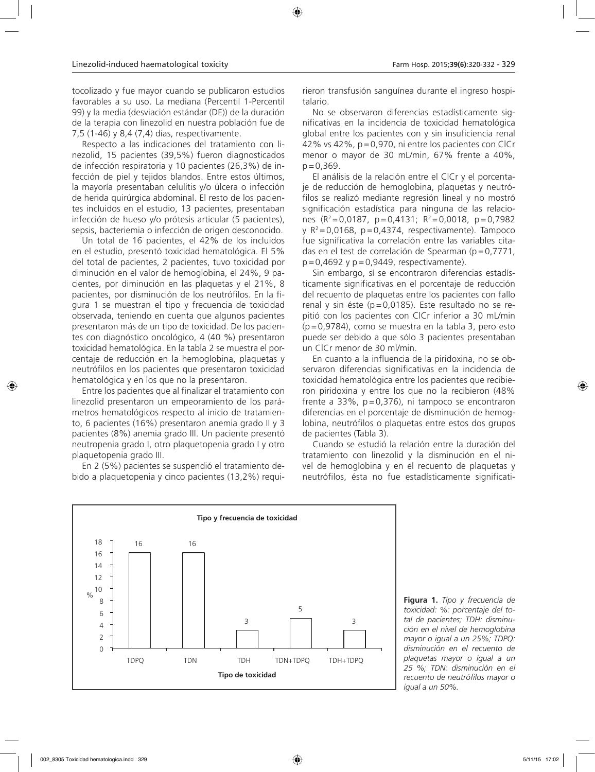tocolizado y fue mayor cuando se publicaron estudios favorables a su uso. La mediana (Percentil 1-Percentil 99) y la media (desviación estándar (DE)) de la duración de la terapia con linezolid en nuestra población fue de 7,5 (1-46) y 8,4 (7,4) días, respectivamente.

Respecto a las indicaciones del tratamiento con linezolid, 15 pacientes (39,5%) fueron diagnosticados de infección respiratoria y 10 pacientes (26,3%) de infección de piel y tejidos blandos. Entre estos últimos, la mayoría presentaban celulitis y/o úlcera o infección de herida quirúrgica abdominal. El resto de los pacientes incluidos en el estudio, 13 pacientes, presentaban infección de hueso y/o prótesis articular (5 pacientes), sepsis, bacteriemia o infección de origen desconocido.

Un total de 16 pacientes, el 42% de los incluidos en el estudio, presentó toxicidad hematológica. El 5% del total de pacientes, 2 pacientes, tuvo toxicidad por diminución en el valor de hemoglobina, el 24%, 9 pacientes, por disminución en las plaquetas y el 21%, 8 pacientes, por disminución de los neutrófilos. En la figura 1 se muestran el tipo y frecuencia de toxicidad observada, teniendo en cuenta que algunos pacientes presentaron más de un tipo de toxicidad. De los pacientes con diagnóstico oncológico, 4 (40 %) presentaron toxicidad hematológica. En la tabla 2 se muestra el porcentaje de reducción en la hemoglobina, plaquetas y neutrófilos en los pacientes que presentaron toxicidad hematológica y en los que no la presentaron.

Entre los pacientes que al finalizar el tratamiento con linezolid presentaron un empeoramiento de los parámetros hematológicos respecto al inicio de tratamiento, 6 pacientes (16%) presentaron anemia grado II y 3 pacientes (8%) anemia grado III. Un paciente presentó neutropenia grado I, otro plaquetopenia grado I y otro plaquetopenia grado III.

En 2 (5%) pacientes se suspendió el tratamiento debido a plaquetopenia y cinco pacientes (13,2%) requirieron transfusión sanguínea durante el ingreso hospitalario.

No se observaron diferencias estadísticamente significativas en la incidencia de toxicidad hematológica global entre los pacientes con y sin insuficiencia renal 42% vs 42%, p=0,970, ni entre los pacientes con ClCr menor o mayor de 30 mL/min, 67% frente a 40%, p=0,369.

El análisis de la relación entre el ClCr y el porcentaje de reducción de hemoglobina, plaquetas y neutrófilos se realizó mediante regresión lineal y no mostró significación estadística para ninguna de las relaciones ($R^2$=0,0187, p=0,4131; $R^2$=0,0018, p=0,7982 y $R^2$=0,0168, p=0,4374, respectivamente). Tampoco fue significativa la correlación entre las variables citadas en el test de correlación de Spearman (p=0,7771, p=0,4692 y p=0,9449, respectivamente).

Sin embargo, sí se encontraron diferencias estadísticamente significativas en el porcentaje de reducción del recuento de plaquetas entre los pacientes con fallo renal y sin éste (p=0,0185). Este resultado no se repitió con los pacientes con ClCr inferior a 30 mL/min (p=0,9784), como se muestra en la tabla 3, pero esto puede ser debido a que sólo 3 pacientes presentaban un ClCr menor de 30 ml/min.

En cuanto a la influencia de la piridoxina, no se observaron diferencias significativas en la incidencia de toxicidad hematológica entre los pacientes que recibieron piridoxina y entre los que no la recibieron (48% frente a 33%, p=0,376), ni tampoco se encontraron diferencias en el porcentaje de disminución de hemoglobina, neutrófilos o plaquetas entre estos dos grupos de pacientes (Tabla 3).

Cuando se estudió la relación entre la duración del tratamiento con linezolid y la disminución en el nivel de hemoglobina y en el recuento de plaquetas y neutrófilos, ésta no fue estadísticamente significati-

**Tipo y frecuencia de toxicidad**

| Tipo de toxicidad | % |
|---|---|
| TDPQ | 16 |
| TDN | 16 |
| TDH | 3 |
| TDN+TDPQ | 5 |
| TDH+TDPQ | 3 |

**Figura 1.** *Tipo y frecuencia de toxicidad: %: porcentaje del total de pacientes; TDH: disminución en el nivel de hemoglobina mayor o igual a un 25%; TDPQ: disminución en el recuento de plaquetas mayor o igual a un 25 %; TDN: disminución en el recuento de neutrófilos mayor o igual a un 50%.*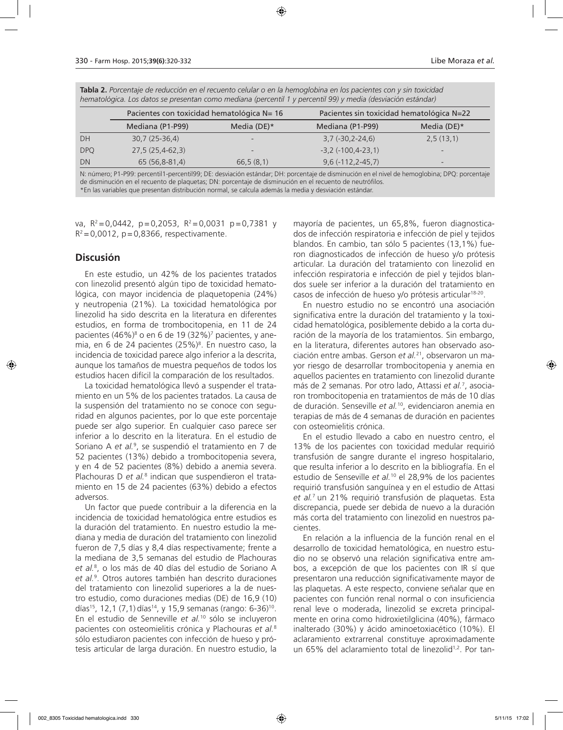**Tabla 2.** *Porcentaje de reducción en el recuento celular o en la hemoglobina en los pacientes con y sin toxicidad hematológica. Los datos se presentan como mediana (percentil 1 y percentil 99) y media (desviación estándar)*

| | Pacientes con toxicidad hematológica N= 16 | | Pacientes sin toxicidad hematológica N=22 | |
|---|---|---|---|---|
| | Mediana (P1-P99) | Media (DE)* | Mediana (P1-P99) | Media (DE)* |
| DH | 30,7 (25-36,4) | - | 3,7 (-30,2-24,6) | 2,5 (13,1) |
| DPQ | 27,5 (25,4-62,3) | - | -3,2 (-100,4-23,1) | - |
| DN | 65 (56,8-81,4) | 66,5 (8,1) | 9,6 (-112,2-45,7) | - |

N: número; P1-P99: percentil1-percentil99; DE: desviación estándar; DH: porcentaje de disminución en el nivel de hemoglobina; DPQ: porcentaje de disminución en el recuento de plaquetas; DN: porcentaje de disminución en el recuento de neutrófilos.
*En las variables que presentan distribución normal, se calcula además la media y desviación estándar.

va, $R^2=0,0442$, $p=0,2053$, $R^2=0,0031$ $p=0,7381$ y $R^2=0,0012$, $p=0,8366$, respectivamente.

## Discusión

En este estudio, un 42% de los pacientes tratados con linezolid presentó algún tipo de toxicidad hematológica, con mayor incidencia de plaquetopenia (24%) y neutropenia (21%). La toxicidad hematológica por linezolid ha sido descrita en la literatura en diferentes estudios, en forma de trombocitopenia, en 11 de 24 pacientes (46%)[8] o en 6 de 19 (32%)[7] pacientes, y anemia, en 6 de 24 pacientes (25%)[8]. En nuestro caso, la incidencia de toxicidad parece algo inferior a la descrita, aunque los tamaños de muestra pequeños de todos los estudios hacen difícil la comparación de los resultados.

La toxicidad hematológica llevó a suspender el tratamiento en un 5% de los pacientes tratados. La causa de la suspensión del tratamiento no se conoce con seguridad en algunos pacientes, por lo que este porcentaje puede ser algo superior. En cualquier caso parece ser inferior a lo descrito en la literatura. En el estudio de Soriano A *et al.*[9], se suspendió el tratamiento en 7 de 52 pacientes (13%) debido a trombocitopenia severa, y en 4 de 52 pacientes (8%) debido a anemia severa. Plachouras D *et al.*[8] indican que suspendieron el tratamiento en 15 de 24 pacientes (63%) debido a efectos adversos.

Un factor que puede contribuir a la diferencia en la incidencia de toxicidad hematológica entre estudios es la duración del tratamiento. En nuestro estudio la mediana y media de duración del tratamiento con linezolid fueron de 7,5 días y 8,4 días respectivamente; frente a la mediana de 3,5 semanas del estudio de Plachouras *et al.*[8], o los más de 40 días del estudio de Soriano A *et al.*[9]. Otros autores también han descrito duraciones del tratamiento con linezolid superiores a la de nuestro estudio, como duraciones medias (DE) de 16,9 (10) días[15], 12,1 (7,1) días[14], y 15,9 semanas (rango: 6-36)[10]. En el estudio de Senneville *et al.*[10] sólo se incluyeron pacientes con osteomielitis crónica y Plachouras *et al.*[8] sólo estudiaron pacientes con infección de hueso y prótesis articular de larga duración. En nuestro estudio, la mayoría de pacientes, un 65,8%, fueron diagnosticados de infección respiratoria e infección de piel y tejidos blandos. En cambio, tan sólo 5 pacientes (13,1%) fueron diagnosticados de infección de hueso y/o prótesis articular. La duración del tratamiento con linezolid en infección respiratoria e infección de piel y tejidos blandos suele ser inferior a la duración del tratamiento en casos de infección de hueso y/o prótesis articular[18-20].

En nuestro estudio no se encontró una asociación significativa entre la duración del tratamiento y la toxicidad hematológica, posiblemente debido a la corta duración de la mayoría de los tratamientos. Sin embargo, en la literatura, diferentes autores han observado asociación entre ambas. Gerson *et al.*[21], observaron un mayor riesgo de desarrollar trombocitopenia y anemia en aquellos pacientes en tratamiento con linezolid durante más de 2 semanas. Por otro lado, Attassi *et al.*[7], asociaron trombocitopenia en tratamientos de más de 10 días de duración. Senseville *et al.*[10], evidenciaron anemia en terapias de más de 4 semanas de duración en pacientes con osteomielitis crónica.

En el estudio llevado a cabo en nuestro centro, el 13% de los pacientes con toxicidad medular requirió transfusión de sangre durante el ingreso hospitalario, que resulta inferior a lo descrito en la bibliografía. En el estudio de Senseville *et al.*[10] el 28,9% de los pacientes requirió transfusión sanguínea y en el estudio de Attasi *et al.*[7] un 21% requirió transfusión de plaquetas. Esta discrepancia, puede ser debida de nuevo a la duración más corta del tratamiento con linezolid en nuestros pacientes.

En relación a la influencia de la función renal en el desarrollo de toxicidad hematológica, en nuestro estudio no se observó una relación significativa entre ambos, a excepción de que los pacientes con IR sí que presentaron una reducción significativamente mayor de las plaquetas. A este respecto, conviene señalar que en pacientes con función renal normal o con insuficiencia renal leve o moderada, linezolid se excreta principalmente en orina como hidroxietilglicina (40%), fármaco inalterado (30%) y ácido aminoetoxiacético (10%). El aclaramiento extrarrenal constituye aproximadamente un 65% del aclaramiento total de linezolid[1,2]. Por tan-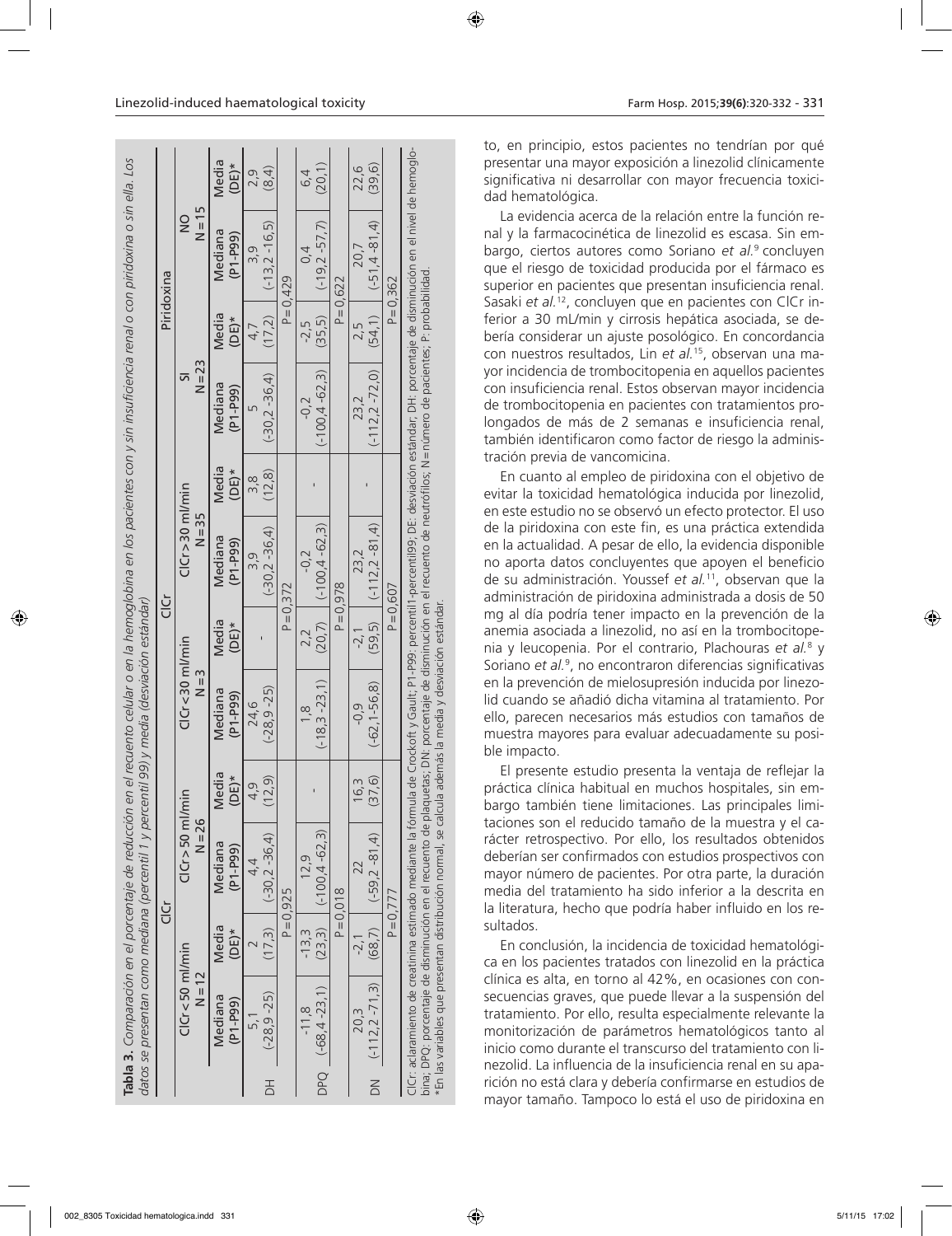**Tabla 3.** *Comparación en el porcentaje de reducción en el recuento celular o en la hemoglobina en los pacientes con y sin insuficiencia renal o con piridoxina o sin ella. Los datos se presentan como mediana (percentil 1 y percentil 99) y media (desviación estándar)*

| | ClCr | | | | ClCr | | | | Piridoxina | | | |
|---|---|---|---|---|---|---|---|---|---|---|---|---|
| | ClCr<50 ml/min N=12 | | ClCr>50 ml/min N=26 | | ClCr<30 ml/min N=3 | | ClCr>30 ml/min N=35 | | SI N=23 | | NO N=15 | |
| | Mediana (P1-P99) | Media (DE)* | Mediana (P1-P99) | Media (DE)* | Mediana (P1-P99) | Media (DE)* | Mediana (P1-P99) | Media (DE)* | Mediana (P1-P99) | Media (DE)* | Mediana (P1-P99) | Media (DE)* |
| DH | 5,1 (-28,9 -25) | 2 (17,3) | 4,4 (-30,2 -36,4) | 4,9 (12,9) | 24,6 (-28,9 -25) | - | 3,9 (-30,2 -36,4) | 3,8 (12,8) | 5 (-30,2 -36,4) | 4,7 (17,2) | 3,9 (-13,2 -16,5) | 2,9 (8,4) |
| | P=0,925 | | | | P=0,372 | | | | P=0,429 | | | |
| DPQ | -11,8 (-68,4 -23,1) | -13,3 (23,3) | 12,9 (-100,4 -62,3) | - | 1,8 (-18,3 -23,1) | 2,2 (20,7) | -0,2 (-100,4 -62,3) | - | -0,2 (-100,4 -62,3) | -2,5 (35,5) | 0,4 (-19,2 -57,7) | 6,4 (20,1) |
| | P=0,018 | | | | P=0,978 | | | | P=0,622 | | | |
| DN | 20,3 (-112,2 -71,3) | -2,1 (68,7) | 22 (-59,2 -81,4) | 16,3 (37,6) | -0,9 (-62,1-56,8) | -2,1 (59,5) | 23,2 (-112,2 -81,4) | - | 23,2 (-112,2 -72,0) | 2,5 (54,1) | 20,7 (-51,4 -81,4) | 22,6 (39,6) |
| | P=0,777 | | | | P=0,607 | | | | P=0,362 | | | |

ClCr: aclaramiento de creatinina estimado mediante la fórmula de Crockoft y Gault; P1-P99: percentil1-percentil99; DE: desviación estándar; DH: porcentaje de disminución en el nivel de hemoglobina; DPQ: porcentaje de disminución en el recuento de plaquetas; DN: porcentaje de disminución en el recuento de neutrófilos; N=número de pacientes; P: probabilidad.
*En las variables que presentan distribución normal, se calcula además la media y desviación estándar.

to, en principio, estos pacientes no tendrían por qué presentar una mayor exposición a linezolid clínicamente significativa ni desarrollar con mayor frecuencia toxicidad hematológica.

La evidencia acerca de la relación entre la función renal y la farmacocinética de linezolid es escasa. Sin embargo, ciertos autores como Soriano *et al.*[9] concluyen que el riesgo de toxicidad producida por el fármaco es superior en pacientes que presentan insuficiencia renal. Sasaki *et al.*[12], concluyen que en pacientes con ClCr inferior a 30 mL/min y cirrosis hepática asociada, se debería considerar un ajuste posológico. En concordancia con nuestros resultados, Lin *et al.*[15], observan una mayor incidencia de trombocitopenia en aquellos pacientes con insuficiencia renal. Estos observan mayor incidencia de trombocitopenia en pacientes con tratamientos prolongados de más de 2 semanas e insuficiencia renal, también identificaron como factor de riesgo la administración previa de vancomicina.

En cuanto al empleo de piridoxina con el objetivo de evitar la toxicidad hematológica inducida por linezolid, en este estudio no se observó un efecto protector. El uso de la piridoxina con este fin, es una práctica extendida en la actualidad. A pesar de ello, la evidencia disponible no aporta datos concluyentes que apoyen el beneficio de su administración. Youssef *et al.*[11], observan que la administración de piridoxina administrada a dosis de 50 mg al día podría tener impacto en la prevención de la anemia asociada a linezolid, no así en la trombocitopenia y leucopenia. Por el contrario, Plachouras *et al.*[8] y Soriano *et al.*[9], no encontraron diferencias significativas en la prevención de mielosupresión inducida por linezolid cuando se añadió dicha vitamina al tratamiento. Por ello, parecen necesarios más estudios con tamaños de muestra mayores para evaluar adecuadamente su posible impacto.

El presente estudio presenta la ventaja de reflejar la práctica clínica habitual en muchos hospitales, sin embargo también tiene limitaciones. Las principales limitaciones son el reducido tamaño de la muestra y el carácter retrospectivo. Por ello, los resultados obtenidos deberían ser confirmados con estudios prospectivos con mayor número de pacientes. Por otra parte, la duración media del tratamiento ha sido inferior a la descrita en la literatura, hecho que podría haber influido en los resultados.

En conclusión, la incidencia de toxicidad hematológica en los pacientes tratados con linezolid en la práctica clínica es alta, en torno al 42%, en ocasiones con consecuencias graves, que puede llevar a la suspensión del tratamiento. Por ello, resulta especialmente relevante la monitorización de parámetros hematológicos tanto al inicio como durante el transcurso del tratamiento con linezolid. La influencia de la insuficiencia renal en su aparición no está clara y debería confirmarse en estudios de mayor tamaño. Tampoco lo está el uso de piridoxina en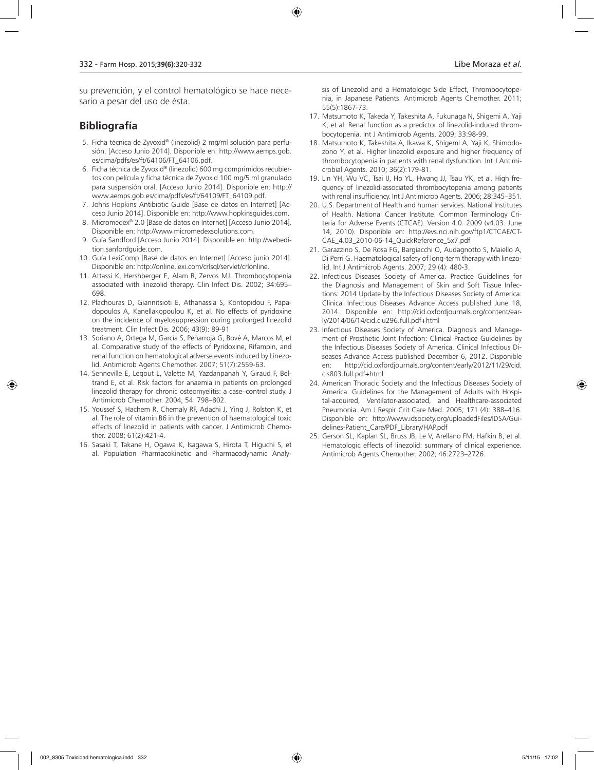su prevención, y el control hematológico se hace necesario a pesar del uso de ésta.

## Bibliografía

5. Ficha técnica de Zyvoxid® (linezolid) 2 mg/ml solución para perfusión. [Acceso Junio 2014]. Disponible en: http://www.aemps.gob.es/cima/pdfs/es/ft/64106/FT_64106.pdf.
6. Ficha técnica de Zyvoxid® (linezolid) 600 mg comprimidos recubiertos con película y ficha técnica de Zyvoxid 100 mg/5 ml granulado para suspensión oral. [Acceso Junio 2014]. Disponible en: http://www.aemps.gob.es/cima/pdfs/es/ft/64109/FT_64109.pdf.
7. Johns Hopkins Antibiotic Guide [Base de datos en Internet] [Acceso Junio 2014]. Disponible en: http://www.hopkinsguides.com.
8. Micromedex® 2.0 [Base de datos en Internet] [Acceso Junio 2014]. Disponible en: http://www.micromedexsolutions.com.
9. Guía Sandford [Acceso Junio 2014]. Disponible en: http://webedition.sanfordguide.com.
10. Guía LexiComp [Base de datos en Internet] [Acceso junio 2014]. Disponible en: http://online.lexi.com/crlsql/servlet/crlonline.
11. Attassi K, Hershberger E, Alam R, Zervos MJ. Thrombocytopenia associated with linezolid therapy. Clin Infect Dis. 2002; 34:695–698.
12. Plachouras D, Giannitsioti E, Athanassia S, Kontopidou F, Papadopoulos A, Kanellakopoulou K, et al. No effects of pyridoxine on the incidence of myelosuppression during prolonged linezolid treatment. Clin Infect Dis. 2006; 43(9): 89-91
13. Soriano A, Ortega M, García S, Peñarroja G, Bové A, Marcos M, et al. Comparative study of the effects of Pyridoxine, Rifampin, and renal function on hematological adverse events induced by Linezolid. Antimicrob Agents Chemother. 2007; 51(7):2559-63.
14. Senneville E, Legout L, Valette M, Yazdanpanah Y, Giraud F, Beltrand E, et al. Risk factors for anaemia in patients on prolonged linezolid therapy for chronic osteomyelitis: a case–control study. J Antimicrob Chemother. 2004; 54: 798–802.
15. Youssef S, Hachem R, Chemaly RF, Adachi J, Ying J, Rolston K, et al. The role of vitamin B6 in the prevention of haematological toxic effects of linezolid in patients with cancer. J Antimicrob Chemother. 2008; 61(2):421-4.
16. Sasaki T, Takane H, Ogawa K, Isagawa S, Hirota T, Higuchi S, et al. Population Pharmacokinetic and Pharmacodynamic Analysis of Linezolid and a Hematologic Side Effect, Thrombocytopenia, in Japanese Patients. Antimicrob Agents Chemother. 2011; 55(5):1867-73.
17. Matsumoto K, Takeda Y, Takeshita A, Fukunaga N, Shigemi A, Yaji K, et al. Renal function as a predictor of linezolid-induced thrombocytopenia. Int J Antimicrob Agents. 2009; 33:98-99.
18. Matsumoto K, Takeshita A, Ikawa K, Shigemi A, Yaji K, Shimodozono Y, et al. Higher linezolid exposure and higher frequency of thrombocytopenia in patients with renal dysfunction. Int J Antimicrobial Agents. 2010; 36(2):179-81.
19. Lin YH, Wu VC, Tsai IJ, Ho YL, Hwang JJ, Tsau YK, et al. High frequency of linezolid-associated thrombocytopenia among patients with renal insufficiency. Int J Antimicrob Agents. 2006; 28:345–351.
20. U.S. Department of Health and human services. National Institutes of Health. National Cancer Institute. Common Terminology Criteria for Adverse Events (CTCAE). Version 4.0. 2009 (v4.03: June 14, 2010). Disponible en: http://evs.nci.nih.gov/ftp1/CTCAE/CTCAE_4.03_2010-06-14_QuickReference_5x7.pdf
21. Garazzino S, De Rosa FG, Bargiacchi O, Audagnotto S, Maiello A, Di Perri G. Haematological safety of long-term therapy with linezolid. Int J Antimicrob Agents. 2007; 29 (4): 480-3.
22. Infectious Diseases Society of America. Practice Guidelines for the Diagnosis and Management of Skin and Soft Tissue Infections: 2014 Update by the Infectious Diseases Society of America. Clinical Infectious Diseases Advance Access published June 18, 2014. Disponible en: http://cid.oxfordjournals.org/content/early/2014/06/14/cid.ciu296.full.pdf+html
23. Infectious Diseases Society of America. Diagnosis and Management of Prosthetic Joint Infection: Clinical Practice Guidelines by the Infectious Diseases Society of America. Clinical Infectious Diseases Advance Access published December 6, 2012. Disponible en: http://cid.oxfordjournals.org/content/early/2012/11/29/cid.cis803.full.pdf+html
24. American Thoracic Society and the Infectious Diseases Society of America. Guidelines for the Management of Adults with Hospital-acquired, Ventilator-associated, and Healthcare-associated Pneumonia. Am J Respir Crit Care Med. 2005; 171 (4): 388–416. Disponible en: http://www.idsociety.org/uploadedFiles/IDSA/Guidelines-Patient_Care/PDF_Library/HAP.pdf
25. Gerson SL, Kaplan SL, Bruss JB, Le V, Arellano FM, Hafkin B, et al. Hematologic effects of linezolid: summary of clinical experience. Antimicrob Agents Chemother. 2002; 46:2723–2726.